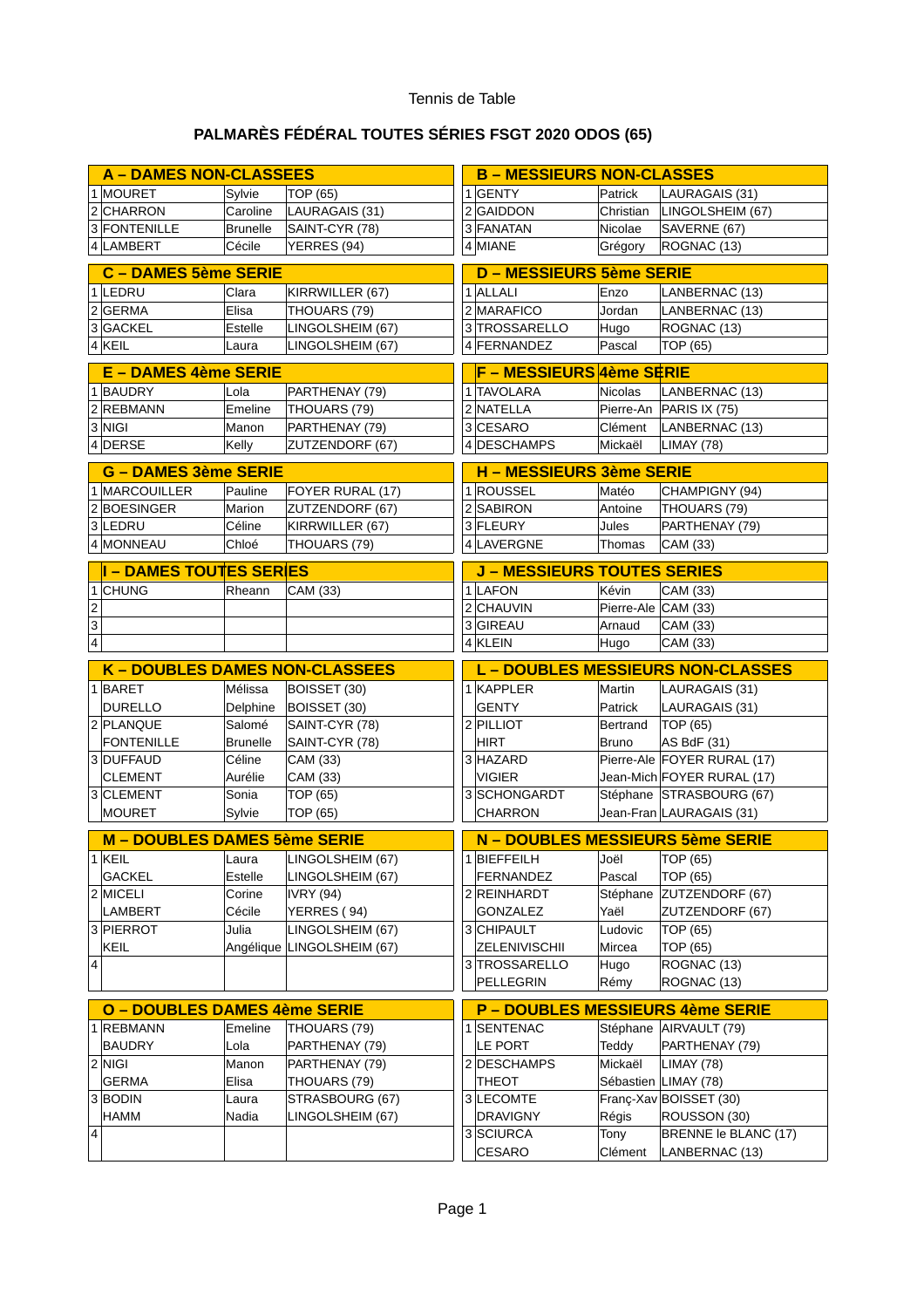Tennis de Table

# PALMARÈS FÉDÉRAL TOUTES SÉRIES FSGT 2020 ODOS (65)

## A – DAMES NON-CLASSEES

| | Nom | Prénom | Club |
|---|---|---|---|
| 1 | MOUREST | Sylvie | TOP (65) |
| 2 | CHARRON | Caroline | LAURAGAIS (31) |
| 3 | FONTENILLE | Brunelle | SAINT-CYR (78) |
| 4 | LAMBERT | Cécile | YERRES (94) |

## B – MESSIEURS NON-CLASSES

| | Nom | Prénom | Club |
|---|---|---|---|
| 1 | GENTY | Patrick | LAURAGAIS (31) |
| 2 | GAIDDON | Christian | LINGOLSHEIM (67) |
| 3 | FANATAN | Nicolae | SAVERNE (67) |
| 4 | MIANE | Grégory | ROGNAC (13) |

## C – DAMES 5ème SERIE

| | Nom | Prénom | Club |
|---|---|---|---|
| 1 | LEDRU | Clara | KIRRWILLER (67) |
| 2 | GERMA | Elisa | THOUARS (79) |
| 3 | GACKEL | Estelle | LINGOLSHEIM (67) |
| 4 | KEIL | Laura | LINGOLSHEIM (67) |

## D – MESSIEURS 5ème SERIE

| | Nom | Prénom | Club |
|---|---|---|---|
| 1 | ALLALI | Enzo | LANBERNAC (13) |
| 2 | MARAFICO | Jordan | LANBERNAC (13) |
| 3 | TROSSARELLO | Hugo | ROGNAC (13) |
| 4 | FERNANDEZ | Pascal | TOP (65) |

## E – DAMES 4ème SERIE

| | Nom | Prénom | Club |
|---|---|---|---|
| 1 | BAUDRY | Lola | PARTHENAY (79) |
| 2 | REBMANN | Emeline | THOUARS (79) |
| 3 | NIGI | Manon | PARTHENAY (79) |
| 4 | DERSE | Kelly | ZUTZENDORF (67) |

## F – MESSIEURS 4ème SERIE

| | Nom | Prénom | Club |
|---|---|---|---|
| 1 | TAVOLARA | Nicolas | LANBERNAC (13) |
| 2 | NATELLA | Pierre-An | PARIS IX (75) |
| 3 | CESARO | Clément | LANBERNAC (13) |
| 4 | DESCHAMPS | Mickaël | LIMAY (78) |

## G – DAMES 3ème SERIE

| | Nom | Prénom | Club |
|---|---|---|---|
| 1 | MARCOUILLER | Pauline | FOYER RURAL (17) |
| 2 | BOESINGER | Marion | ZUTZENDORF (67) |
| 3 | LEDRU | Céline | KIRRWILLER (67) |
| 4 | MONNEAU | Chloé | THOUARS (79) |

## H – MESSIEURS 3ème SERIE

| | Nom | Prénom | Club |
|---|---|---|---|
| 1 | ROUSSEL | Matéo | CHAMPIGNY (94) |
| 2 | SABIRON | Antoine | THOUARS (79) |
| 3 | FLEURY | Jules | PARTHENAY (79) |
| 4 | LAVERGNE | Thomas | CAM (33) |

## I – DAMES TOUTES SERIES

| | Nom | Prénom | Club |
|---|---|---|---|
| 1 | CHUNG | Rheann | CAM (33) |
| 2 | | | |
| 3 | | | |
| 4 | | | |

## J – MESSIEURS TOUTES SERIES

| | Nom | Prénom | Club |
|---|---|---|---|
| 1 | LAFON | Kévin | CAM (33) |
| 2 | CHAUVIN | Pierre-Ale | CAM (33) |
| 3 | GIREAU | Arnaud | CAM (33) |
| 4 | KLEIN | Hugo | CAM (33) |

## K – DOUBLES DAMES NON-CLASSEES

| | Nom | Prénom | Club |
|---|---|---|---|
| 1 | BARET | Mélissa | BOISSET (30) |
| | DURELLO | Delphine | BOISSET (30) |
| 2 | PLANQUE | Salomé | SAINT-CYR (78) |
| | FONTENILLE | Brunelle | SAINT-CYR (78) |
| 3 | DUFFAUD | Céline | CAM (33) |
| | CLEMENT | Aurélie | CAM (33) |
| 3 | CLEMENT | Sonia | TOP (65) |
| | MOURET | Sylvie | TOP (65) |

## L – DOUBLES MESSIEURS NON-CLASSES

| | Nom | Prénom | Club |
|---|---|---|---|
| 1 | KAPPLER | Martin | LAURAGAIS (31) |
| | GENTY | Patrick | LAURAGAIS (31) |
| 2 | PILLIOT | Bertrand | TOP (65) |
| | HIRT | Bruno | AS BdF (31) |
| 3 | HAZARD | Pierre-Ale | FOYER RURAL (17) |
| | VIGIER | Jean-Mich | FOYER RURAL (17) |
| 3 | SCHONGARDT | Stéphane | STRASBOURG (67) |
| | CHARRON | Jean-Fran | LAURAGAIS (31) |

## M – DOUBLES DAMES 5ème SERIE

| | Nom | Prénom | Club |
|---|---|---|---|
| 1 | KEIL | Laura | LINGOLSHEIM (67) |
| | GACKEL | Estelle | LINGOLSHEIM (67) |
| 2 | MICELI | Corine | IVRY (94) |
| | LAMBERT | Cécile | YERRES ( 94) |
| 3 | PIERROT | Julia | LINGOLSHEIM (67) |
| | KEIL | Angélique | LINGOLSHEIM (67) |
| 4 | | | |

## N – DOUBLES MESSIEURS 5ème SERIE

| | Nom | Prénom | Club |
|---|---|---|---|
| 1 | BIEFFEILH | Joël | TOP (65) |
| | FERNANDEZ | Pascal | TOP (65) |
| 2 | REINHARDT | Stéphane | ZUTZENDORF (67) |
| | GONZALEZ | Yaël | ZUTZENDORF (67) |
| 3 | CHIPAULT | Ludovic | TOP (65) |
| | ZELENIVISCHII | Mircea | TOP (65) |
| 3 | TROSSARELLO | Hugo | ROGNAC (13) |
| | PELLEGRIN | Rémy | ROGNAC (13) |

## O – DOUBLES DAMES 4ème SERIE

| | Nom | Prénom | Club |
|---|---|---|---|
| 1 | REBMANN | Emeline | THOUARS (79) |
| | BAUDRY | Lola | PARTHENAY (79) |
| 2 | NIGI | Manon | PARTHENAY (79) |
| | GERMA | Elisa | THOUARS (79) |
| 3 | BODIN | Laura | STRASBOURG (67) |
| | HAMM | Nadia | LINGOLSHEIM (67) |
| 4 | | | |

## P – DOUBLES MESSIEURS 4ème SERIE

| | Nom | Prénom | Club |
|---|---|---|---|
| 1 | SENTENAC | Stéphane | AIRVAULT (79) |
| | LE PORT | Teddy | PARTHENAY (79) |
| 2 | DESCHAMPS | Mickaël | LIMAY (78) |
| | THEOT | Sébastien | LIMAY (78) |
| 3 | LECOMTE | Franç-Xav | BOISSET (30) |
| | DRAVIGNY | Régis | ROUSSON (30) |
| 3 | SCIURCA | Tony | BRENNE le BLANC (17) |
| | CESARO | Clément | LANBERNAC (13) |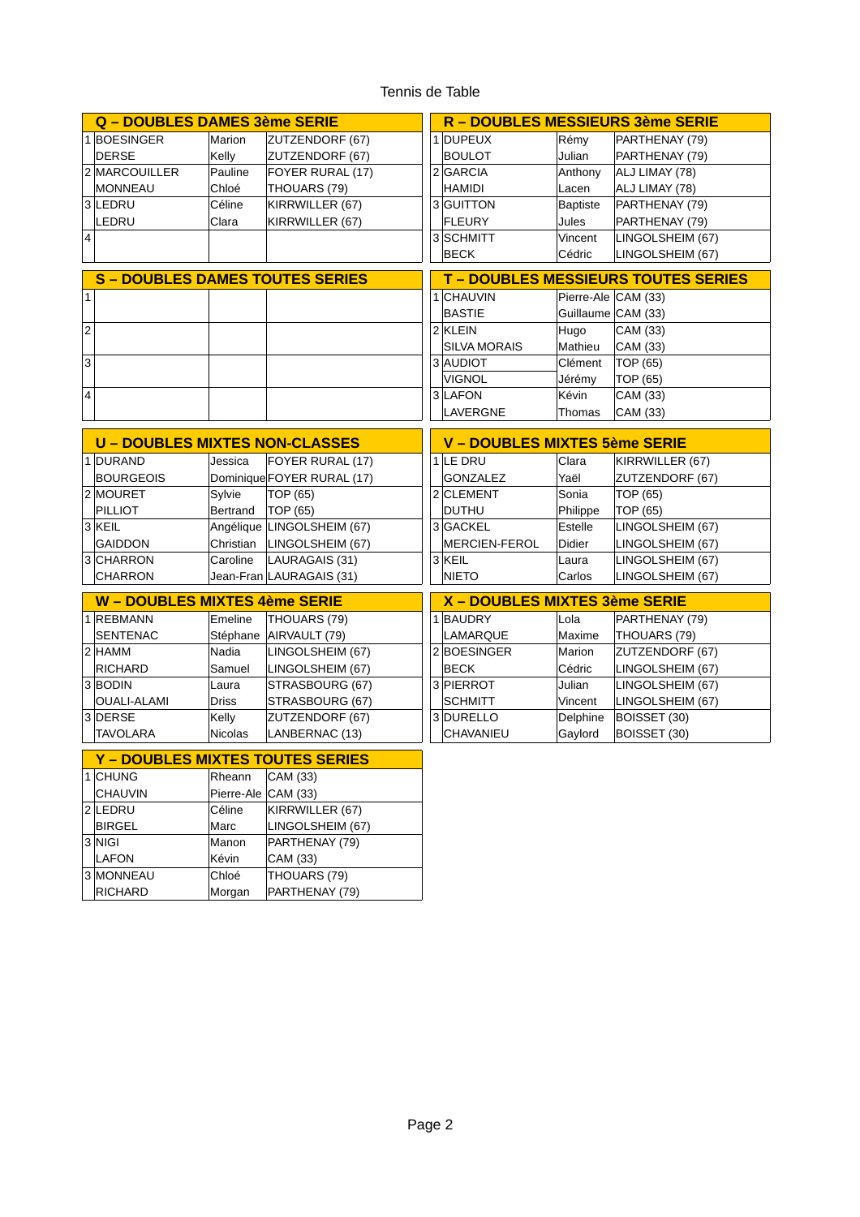Tennis de Table

## Q – DOUBLES DAMES 3ème SERIE

| | | | |
|---|---|---|---|
| 1 | BOESINGER | Marion | ZUTZENDORF (67) |
| | DERSE | Kelly | ZUTZENDORF (67) |
| 2 | MARCOUILLER | Pauline | FOYER RURAL (17) |
| | MONNEAU | Chloé | THOUARS (79) |
| 3 | LEDRU | Céline | KIRRWILLER (67) |
| | LEDRU | Clara | KIRRWILLER (67) |
| 4 | | | |
| | | | |

## R – DOUBLES MESSIEURS 3ème SERIE

| | | | |
|---|---|---|---|
| 1 | DUPEUX | Rémy | PARTHENAY (79) |
| | BOULOT | Julian | PARTHENAY (79) |
| 2 | GARCIA | Anthony | ALJ LIMAY (78) |
| | HAMIDI | Lacen | ALJ LIMAY (78) |
| 3 | GUITTON | Baptiste | PARTHENAY (79) |
| | FLEURY | Jules | PARTHENAY (79) |
| 3 | SCHMITT | Vincent | LINGOLSHEIM (67) |
| | BECK | Cédric | LINGOLSHEIM (67) |

## S – DOUBLES DAMES TOUTES SERIES

| | | | |
|---|---|---|---|
| 1 | | | |
| 2 | | | |
| 3 | | | |
| 4 | | | |

## T – DOUBLES MESSIEURS TOUTES SERIES

| | | | |
|---|---|---|---|
| 1 | CHAUVIN | Pierre-Ale | CAM (33) |
| | BASTIE | Guillaume | CAM (33) |
| 2 | KLEIN | Hugo | CAM (33) |
| | SILVA MORAIS | Mathieu | CAM (33) |
| 3 | AUDIOT | Clément | TOP (65) |
| | VIGNOL | Jérémy | TOP (65) |
| 3 | LAFON | Kévin | CAM (33) |
| | LAVERGNE | Thomas | CAM (33) |

## U – DOUBLES MIXTES NON-CLASSES

| | | | |
|---|---|---|---|
| 1 | DURAND | Jessica | FOYER RURAL (17) |
| | BOURGEOIS | Dominique | FOYER RURAL (17) |
| 2 | MOURET | Sylvie | TOP (65) |
| | PILLIOT | Bertrand | TOP (65) |
| 3 | KEIL | Angélique | LINGOLSHEIM (67) |
| | GAIDDON | Christian | LINGOLSHEIM (67) |
| 3 | CHARRON | Caroline | LAURAGAIS (31) |
| | CHARRON | Jean-Fran | LAURAGAIS (31) |

## V – DOUBLES MIXTES 5ème SERIE

| | | | |
|---|---|---|---|
| 1 | LE DRU | Clara | KIRRWILLER (67) |
| | GONZALEZ | Yaël | ZUTZENDORF (67) |
| 2 | CLEMENT | Sonia | TOP (65) |
| | DUTHU | Philippe | TOP (65) |
| 3 | GACKEL | Estelle | LINGOLSHEIM (67) |
| | MERCIEN-FEROL | Didier | LINGOLSHEIM (67) |
| 3 | KEIL | Laura | LINGOLSHEIM (67) |
| | NIETO | Carlos | LINGOLSHEIM (67) |

## W – DOUBLES MIXTES 4ème SERIE

| | | | |
|---|---|---|---|
| 1 | REBMANN | Emeline | THOUARS (79) |
| | SENTENAC | Stéphane | AIRVAULT (79) |
| 2 | HAMM | Nadia | LINGOLSHEIM (67) |
| | RICHARD | Samuel | LINGOLSHEIM (67) |
| 3 | BODIN | Laura | STRASBOURG (67) |
| | OUALI-ALAMI | Driss | STRASBOURG (67) |
| 3 | DERSE | Kelly | ZUTZENDORF (67) |
| | TAVOLARA | Nicolas | LANBERNAC (13) |

## X – DOUBLES MIXTES 3ème SERIE

| | | | |
|---|---|---|---|
| 1 | BAUDRY | Lola | PARTHENAY (79) |
| | LAMARQUE | Maxime | THOUARS (79) |
| 2 | BOESINGER | Marion | ZUTZENDORF (67) |
| | BECK | Cédric | LINGOLSHEIM (67) |
| 3 | PIERROT | Julian | LINGOLSHEIM (67) |
| | SCHMITT | Vincent | LINGOLSHEIM (67) |
| 3 | DURELLO | Delphine | BOISSET (30) |
| | CHAVANIEU | Gaylord | BOISSET (30) |

## Y – DOUBLES MIXTES TOUTES SERIES

| | | | |
|---|---|---|---|
| 1 | CHUNG | Rheann | CAM (33) |
| | CHAUVIN | Pierre-Ale | CAM (33) |
| 2 | LEDRU | Céline | KIRRWILLER (67) |
| | BIRGEL | Marc | LINGOLSHEIM (67) |
| 3 | NIGI | Manon | PARTHENAY (79) |
| | LAFON | Kévin | CAM (33) |
| 3 | MONNEAU | Chloé | THOUARS (79) |
| | RICHARD | Morgan | PARTHENAY (79) |